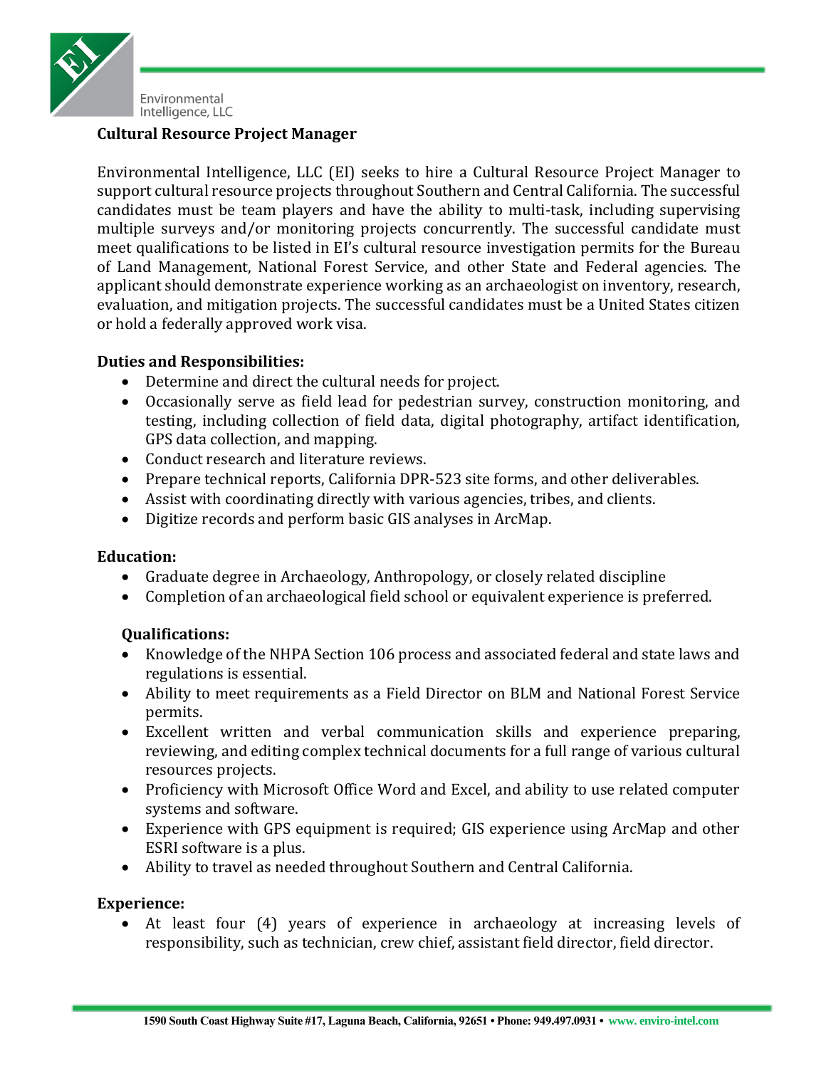Environmental Intelligence, LLC

## Cultural Resource Project Manager

Environmental Intelligence, LLC (EI) seeks to hire a Cultural Resource Project Manager to support cultural resource projects throughout Southern and Central California. The successful candidates must be team players and have the ability to multi-task, including supervising multiple surveys and/or monitoring projects concurrently. The successful candidate must meet qualifications to be listed in EI's cultural resource investigation permits for the Bureau of Land Management, National Forest Service, and other State and Federal agencies. The applicant should demonstrate experience working as an archaeologist on inventory, research, evaluation, and mitigation projects. The successful candidates must be a United States citizen or hold a federally approved work visa.

### Duties and Responsibilities:

- Determine and direct the cultural needs for project.
- Occasionally serve as field lead for pedestrian survey, construction monitoring, and testing, including collection of field data, digital photography, artifact identification, GPS data collection, and mapping.
- Conduct research and literature reviews.
- Prepare technical reports, California DPR-523 site forms, and other deliverables.
- Assist with coordinating directly with various agencies, tribes, and clients.
- Digitize records and perform basic GIS analyses in ArcMap.

### Education:

- Graduate degree in Archaeology, Anthropology, or closely related discipline
- Completion of an archaeological field school or equivalent experience is preferred.

### Qualifications:

- Knowledge of the NHPA Section 106 process and associated federal and state laws and regulations is essential.
- Ability to meet requirements as a Field Director on BLM and National Forest Service permits.
- Excellent written and verbal communication skills and experience preparing, reviewing, and editing complex technical documents for a full range of various cultural resources projects.
- Proficiency with Microsoft Office Word and Excel, and ability to use related computer systems and software.
- Experience with GPS equipment is required; GIS experience using ArcMap and other ESRI software is a plus.
- Ability to travel as needed throughout Southern and Central California.

### Experience:

- At least four (4) years of experience in archaeology at increasing levels of responsibility, such as technician, crew chief, assistant field director, field director.

1590 South Coast Highway Suite #17, Laguna Beach, California, 92651 • Phone: 949.497.0931 • www. enviro-intel.com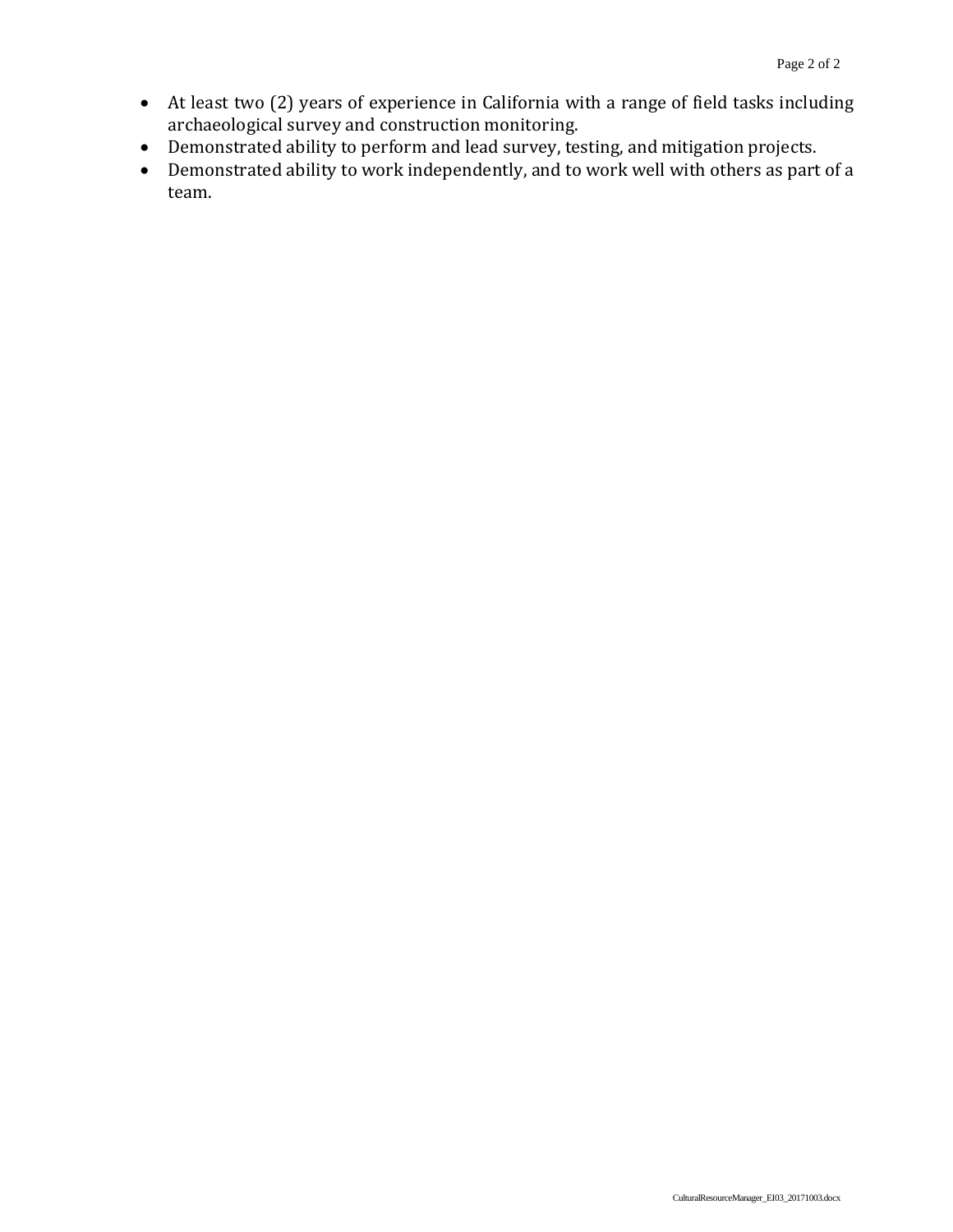- At least two (2) years of experience in California with a range of field tasks including archaeological survey and construction monitoring.
- Demonstrated ability to perform and lead survey, testing, and mitigation projects.
- Demonstrated ability to work independently, and to work well with others as part of a team.